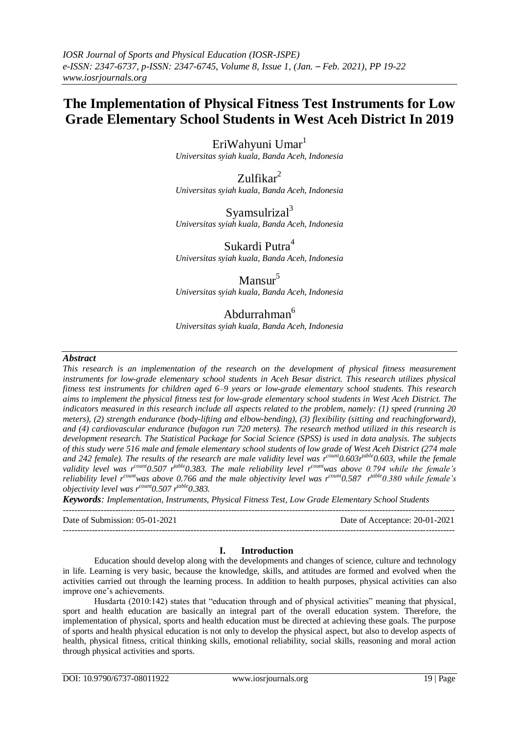# The Implementation of Physical Fitness Test Instruments for Low Grade Elementary School Students in West Aceh District In 2019

EriWahyuni Umar[1]
*Universitas syiah kuala, Banda Aceh, Indonesia*

Zulfikar[2]
*Universitas syiah kuala, Banda Aceh, Indonesia*

Syamsulrizal[3]
*Universitas syiah kuala, Banda Aceh, Indonesia*

Sukardi Putra[4]
*Universitas syiah kuala, Banda Aceh, Indonesia*

Mansur[5]
*Universitas syiah kuala, Banda Aceh, Indonesia*

Abdurrahman[6]
*Universitas syiah kuala, Banda Aceh, Indonesia*

## *Abstract*

*This research is an implementation of the research on the development of physical fitness measurement instruments for low-grade elementary school students in Aceh Besar district. This research utilizes physical fitness test instruments for children aged 6–9 years or low-grade elementary school students. This research aims to implement the physical fitness test for low-grade elementary school students in West Aceh District. The indicators measured in this research include all aspects related to the problem, namely: (1) speed (running 20 meters), (2) strength endurance (body-lifting and elbow-bending), (3) flexibility (sitting and reachingforward), and (4) cardiovascular endurance (bufagon run 720 meters). The research method utilized in this research is development research. The Statistical Package for Social Science (SPSS) is used in data analysis. The subjects of this study were 516 male and female elementary school students of low grade of West Aceh District (274 male and 242 female). The results of the research are male validity level was $r^{count}$0.603$r^{table}$0.603, while the female validity level was $r^{count}$0.507 $r^{table}$0.383. The male reliability level $r^{count}$was above 0.794 while the female's reliability level $r^{count}$was above 0.766 and the male objectivity level was $r^{count}$0.587 $r^{table}$0.380 while female's objectivity level was $r^{count}$0.507 $r^{table}$0.383.*

***Keywords**: Implementation, Instruments, Physical Fitness Test, Low Grade Elementary School Students*

Date of Submission: 05-01-2021 Date of Acceptance: 20-01-2021

## I. Introduction

Education should develop along with the developments and changes of science, culture and technology in life. Learning is very basic, because the knowledge, skills, and attitudes are formed and evolved when the activities carried out through the learning process. In addition to health purposes, physical activities can also improve one's achievements.

Husdarta (2010:142) states that "education through and of physical activities" meaning that physical, sport and health education are basically an integral part of the overall education system. Therefore, the implementation of physical, sports and health education must be directed at achieving these goals. The purpose of sports and health physical education is not only to develop the physical aspect, but also to develop aspects of health, physical fitness, critical thinking skills, emotional reliability, social skills, reasoning and moral action through physical activities and sports.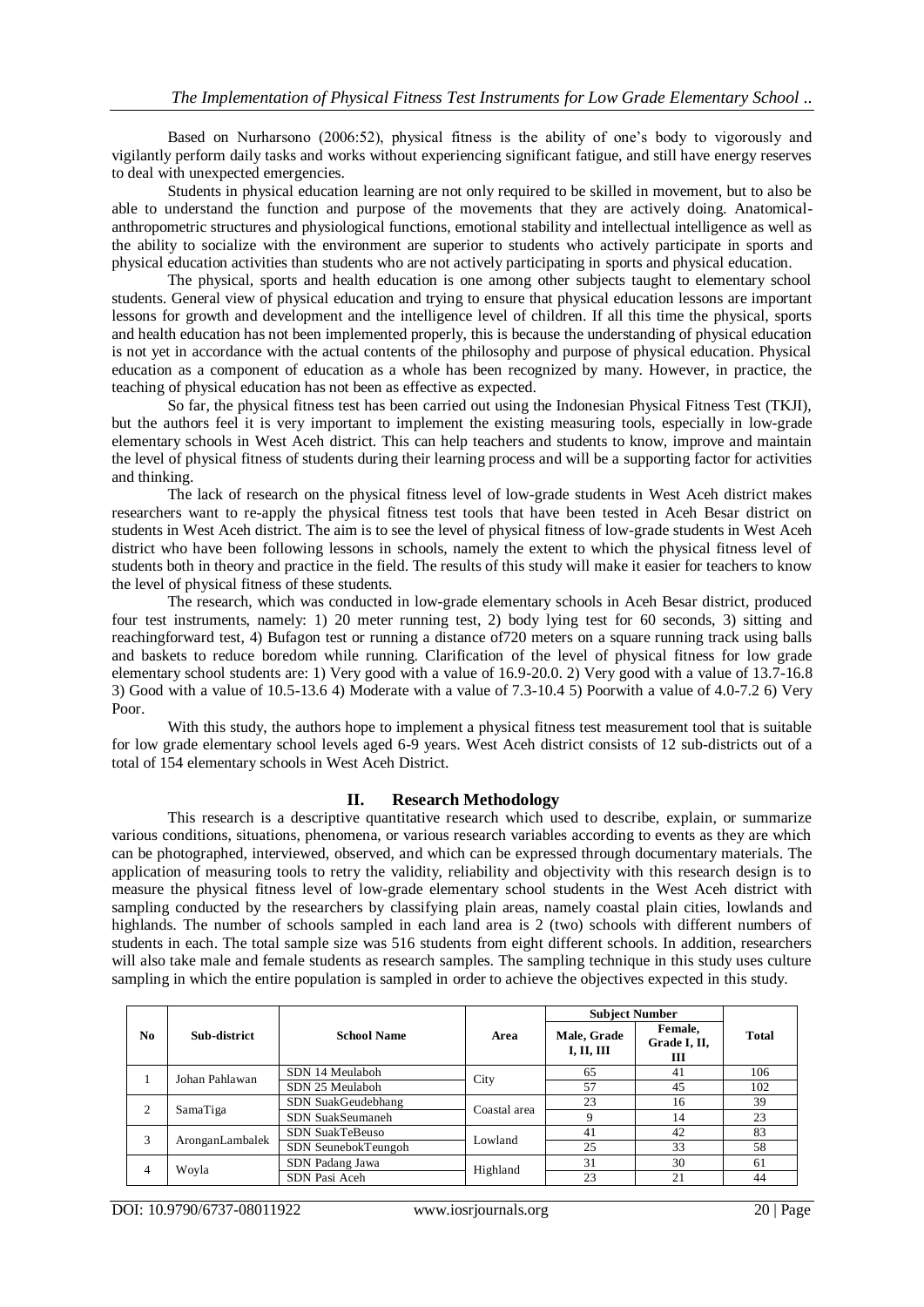Based on Nurharsono (2006:52), physical fitness is the ability of one's body to vigorously and vigilantly perform daily tasks and works without experiencing significant fatigue, and still have energy reserves to deal with unexpected emergencies.

Students in physical education learning are not only required to be skilled in movement, but to also be able to understand the function and purpose of the movements that they are actively doing. Anatomical-anthropometric structures and physiological functions, emotional stability and intellectual intelligence as well as the ability to socialize with the environment are superior to students who actively participate in sports and physical education activities than students who are not actively participating in sports and physical education.

The physical, sports and health education is one among other subjects taught to elementary school students. General view of physical education and trying to ensure that physical education lessons are important lessons for growth and development and the intelligence level of children. If all this time the physical, sports and health education has not been implemented properly, this is because the understanding of physical education is not yet in accordance with the actual contents of the philosophy and purpose of physical education. Physical education as a component of education as a whole has been recognized by many. However, in practice, the teaching of physical education has not been as effective as expected.

So far, the physical fitness test has been carried out using the Indonesian Physical Fitness Test (TKJI), but the authors feel it is very important to implement the existing measuring tools, especially in low-grade elementary schools in West Aceh district. This can help teachers and students to know, improve and maintain the level of physical fitness of students during their learning process and will be a supporting factor for activities and thinking.

The lack of research on the physical fitness level of low-grade students in West Aceh district makes researchers want to re-apply the physical fitness test tools that have been tested in Aceh Besar district on students in West Aceh district. The aim is to see the level of physical fitness of low-grade students in West Aceh district who have been following lessons in schools, namely the extent to which the physical fitness level of students both in theory and practice in the field. The results of this study will make it easier for teachers to know the level of physical fitness of these students.

The research, which was conducted in low-grade elementary schools in Aceh Besar district, produced four test instruments, namely: 1) 20 meter running test, 2) body lying test for 60 seconds, 3) sitting and reachingforward test, 4) Bufagon test or running a distance of720 meters on a square running track using balls and baskets to reduce boredom while running. Clarification of the level of physical fitness for low grade elementary school students are: 1) Very good with a value of 16.9-20.0. 2) Very good with a value of 13.7-16.8 3) Good with a value of 10.5-13.6 4) Moderate with a value of 7.3-10.4 5) Poorwith a value of 4.0-7.2 6) Very Poor.

With this study, the authors hope to implement a physical fitness test measurement tool that is suitable for low grade elementary school levels aged 6-9 years. West Aceh district consists of 12 sub-districts out of a total of 154 elementary schools in West Aceh District.

## II. Research Methodology

This research is a descriptive quantitative research which used to describe, explain, or summarize various conditions, situations, phenomena, or various research variables according to events as they are which can be photographed, interviewed, observed, and which can be expressed through documentary materials. The application of measuring tools to retry the validity, reliability and objectivity with this research design is to measure the physical fitness level of low-grade elementary school students in the West Aceh district with sampling conducted by the researchers by classifying plain areas, namely coastal plain cities, lowlands and highlands. The number of schools sampled in each land area is 2 (two) schools with different numbers of students in each. The total sample size was 516 students from eight different schools. In addition, researchers will also take male and female students as research samples. The sampling technique in this study uses culture sampling in which the entire population is sampled in order to achieve the objectives expected in this study.

| No | Sub-district | School Name | Area | Subject Number | | Total |
|---|---|---|---|---|---|---|
| | | | | Male, Grade I, II, III | Female, Grade I, II, III | |
| 1 | Johan Pahlawan | SDN 14 Meulaboh | City | 65 | 41 | 106 |
| | | SDN 25 Meulaboh | | 57 | 45 | 102 |
| 2 | SamaTiga | SDN SuakGeudebhang | Coastal area | 23 | 16 | 39 |
| | | SDN SuakSeumaneh | | 9 | 14 | 23 |
| 3 | AronganLambalek | SDN SuakTeBeuso | Lowland | 41 | 42 | 83 |
| | | SDN SeunebokTeungoh | | 25 | 33 | 58 |
| 4 | Woyla | SDN Padang Jawa | Highland | 31 | 30 | 61 |
| | | SDN Pasi Aceh | | 23 | 21 | 44 |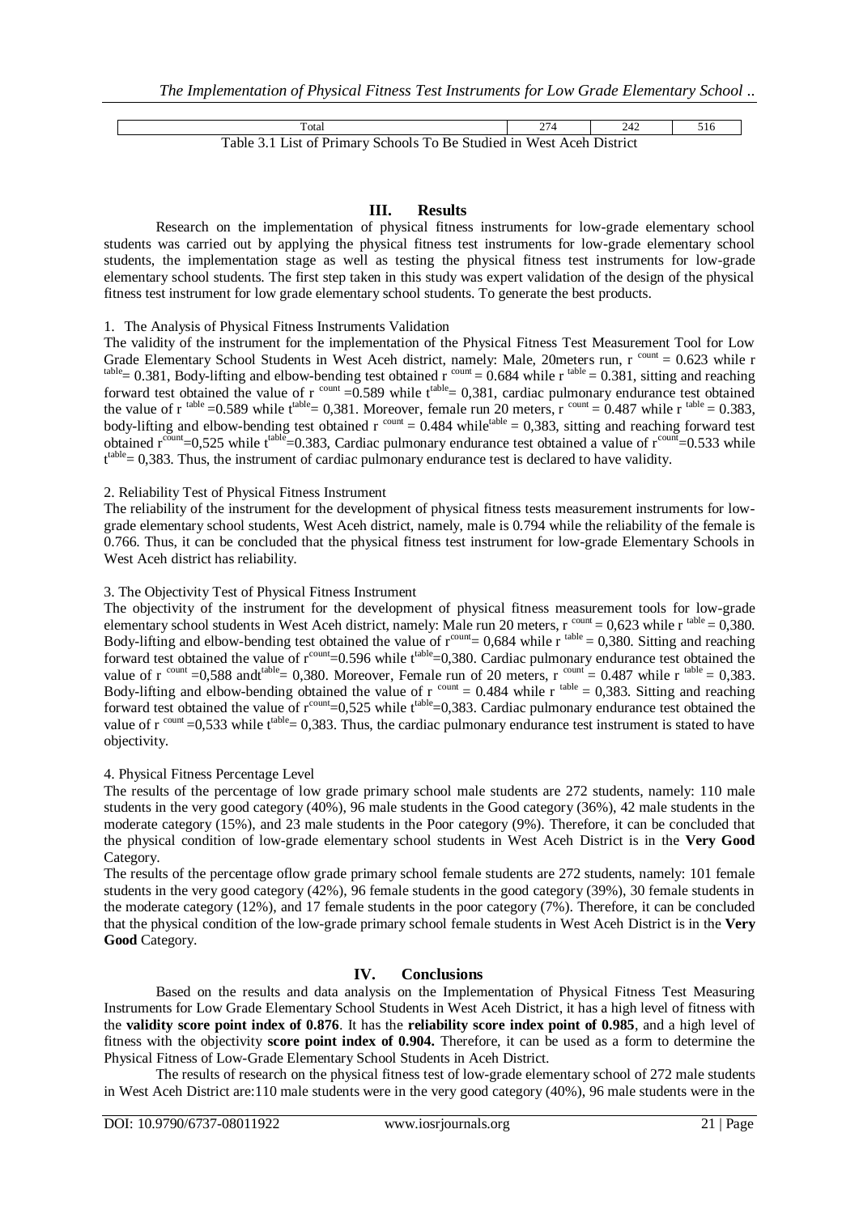| Total | 274 | 242 | 516 |
|---|---|---|---|

Table 3.1 List of Primary Schools To Be Studied in West Aceh District

## III. Results

Research on the implementation of physical fitness instruments for low-grade elementary school students was carried out by applying the physical fitness test instruments for low-grade elementary school students, the implementation stage as well as testing the physical fitness test instruments for low-grade elementary school students. The first step taken in this study was expert validation of the design of the physical fitness test instrument for low grade elementary school students. To generate the best products.

1. The Analysis of Physical Fitness Instruments Validation

The validity of the instrument for the implementation of the Physical Fitness Test Measurement Tool for Low Grade Elementary School Students in West Aceh district, namely: Male, 20meters run, $r^{count} = 0.623$ while $r^{table} = 0.381$, Body-lifting and elbow-bending test obtained $r^{count} = 0.684$ while $r^{table} = 0.381$, sitting and reaching forward test obtained the value of $r^{count} = 0.589$ while $t^{table} = 0{,}381$, cardiac pulmonary endurance test obtained the value of $r^{table} = 0.589$ while $t^{table} = 0{,}381$. Moreover, female run 20 meters, $r^{count} = 0.487$ while $r^{table} = 0.383$, body-lifting and elbow-bending test obtained $r^{count} = 0.484$ while$^{table} = 0{,}383$, sitting and reaching forward test obtained $r^{count} = 0{,}525$ while $t^{table} = 0.383$, Cardiac pulmonary endurance test obtained a value of $r^{count} = 0.533$ while $t^{table} = 0{,}383$. Thus, the instrument of cardiac pulmonary endurance test is declared to have validity.

2. Reliability Test of Physical Fitness Instrument

The reliability of the instrument for the development of physical fitness tests measurement instruments for low-grade elementary school students, West Aceh district, namely, male is 0.794 while the reliability of the female is 0.766. Thus, it can be concluded that the physical fitness test instrument for low-grade Elementary Schools in West Aceh district has reliability.

3. The Objectivity Test of Physical Fitness Instrument

The objectivity of the instrument for the development of physical fitness measurement tools for low-grade elementary school students in West Aceh district, namely: Male run 20 meters, $r^{count} = 0{,}623$ while $r^{table} = 0{,}380$. Body-lifting and elbow-bending test obtained the value of $r^{count} = 0{,}684$ while $r^{table} = 0{,}380$. Sitting and reaching forward test obtained the value of $r^{count} = 0.596$ while $t^{table} = 0{,}380$. Cardiac pulmonary endurance test obtained the value of $r^{count} = 0{,}588$ and$t^{table} = 0{,}380$. Moreover, Female run of 20 meters, $r^{count} = 0.487$ while $r^{table} = 0{,}383$. Body-lifting and elbow-bending obtained the value of $r^{count} = 0.484$ while $r^{table} = 0{,}383$. Sitting and reaching forward test obtained the value of $r^{count} = 0{,}525$ while $t^{table} = 0{,}383$. Cardiac pulmonary endurance test obtained the value of $r^{count} = 0{,}533$ while $t^{table} = 0{,}383$. Thus, the cardiac pulmonary endurance test instrument is stated to have objectivity.

4. Physical Fitness Percentage Level

The results of the percentage of low grade primary school male students are 272 students, namely: 110 male students in the very good category (40%), 96 male students in the Good category (36%), 42 male students in the moderate category (15%), and 23 male students in the Poor category (9%). Therefore, it can be concluded that the physical condition of low-grade elementary school students in West Aceh District is in the **Very Good** Category.

The results of the percentage oflow grade primary school female students are 272 students, namely: 101 female students in the very good category (42%), 96 female students in the good category (39%), 30 female students in the moderate category (12%), and 17 female students in the poor category (7%). Therefore, it can be concluded that the physical condition of the low-grade primary school female students in West Aceh District is in the **Very Good** Category.

## IV. Conclusions

Based on the results and data analysis on the Implementation of Physical Fitness Test Measuring Instruments for Low Grade Elementary School Students in West Aceh District, it has a high level of fitness with the **validity score point index of 0.876**. It has the **reliability score index point of 0.985**, and a high level of fitness with the objectivity **score point index of 0.904.** Therefore, it can be used as a form to determine the Physical Fitness of Low-Grade Elementary School Students in Aceh District.

The results of research on the physical fitness test of low-grade elementary school of 272 male students in West Aceh District are:110 male students were in the very good category (40%), 96 male students were in the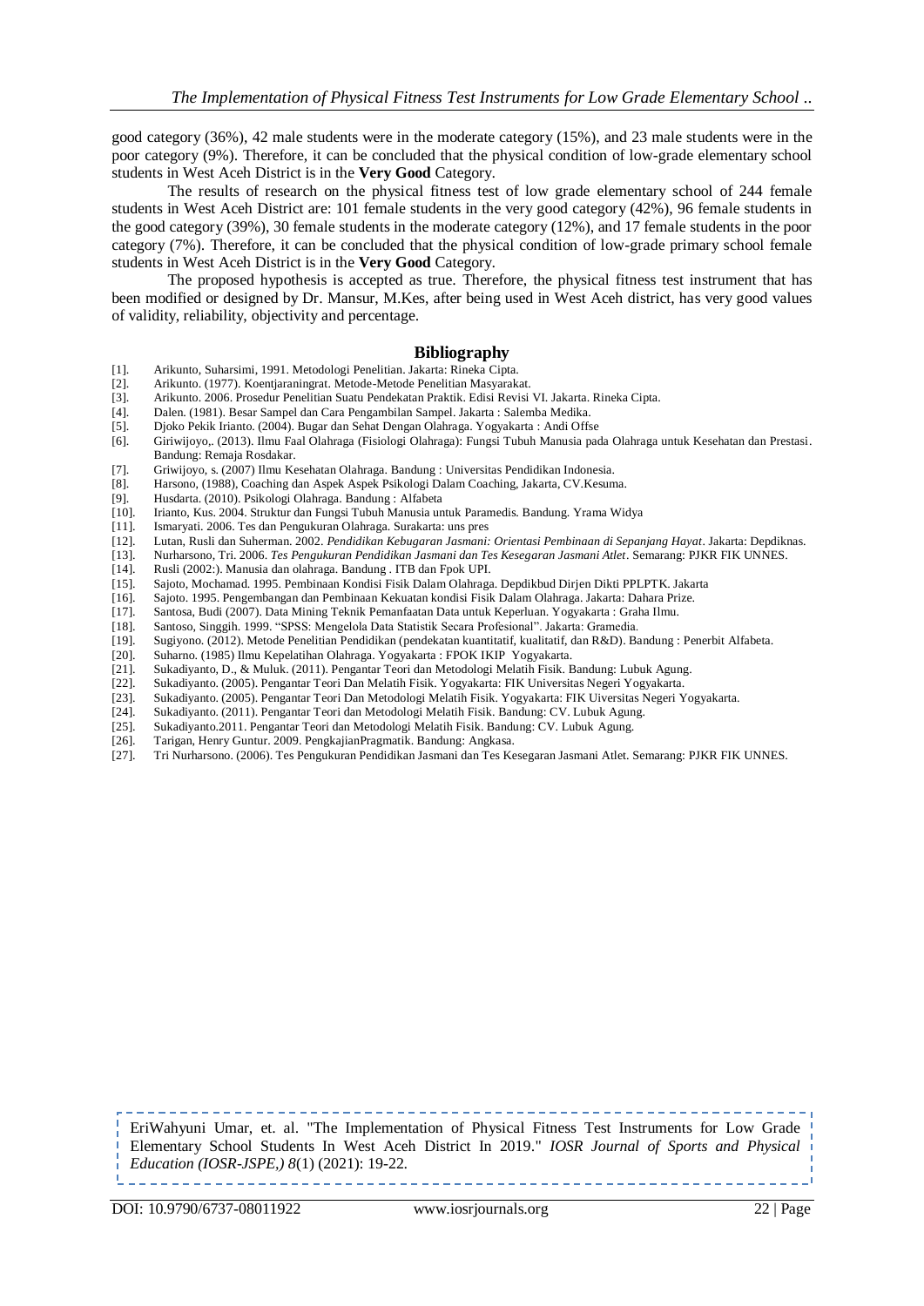good category (36%), 42 male students were in the moderate category (15%), and 23 male students were in the poor category (9%). Therefore, it can be concluded that the physical condition of low-grade elementary school students in West Aceh District is in the **Very Good** Category.

The results of research on the physical fitness test of low grade elementary school of 244 female students in West Aceh District are: 101 female students in the very good category (42%), 96 female students in the good category (39%), 30 female students in the moderate category (12%), and 17 female students in the poor category (7%). Therefore, it can be concluded that the physical condition of low-grade primary school female students in West Aceh District is in the **Very Good** Category.

The proposed hypothesis is accepted as true. Therefore, the physical fitness test instrument that has been modified or designed by Dr. Mansur, M.Kes, after being used in West Aceh district, has very good values of validity, reliability, objectivity and percentage.

## Bibliography

[1]. Arikunto, Suharsimi, 1991. Metodologi Penelitian. Jakarta: Rineka Cipta.
[2]. Arikunto. (1977). Koentjaraningrat. Metode-Metode Penelitian Masyarakat.
[3]. Arikunto. 2006. Prosedur Penelitian Suatu Pendekatan Praktik. Edisi Revisi VI. Jakarta. Rineka Cipta.
[4]. Dalen. (1981). Besar Sampel dan Cara Pengambilan Sampel. Jakarta : Salemba Medika.
[5]. Djoko Pekik Irianto. (2004). Bugar dan Sehat Dengan Olahraga. Yogyakarta : Andi Offse
[6]. Giriwijoyo,. (2013). Ilmu Faal Olahraga (Fisiologi Olahraga): Fungsi Tubuh Manusia pada Olahraga untuk Kesehatan dan Prestasi. Bandung: Remaja Rosdakar.
[7]. Griwijoyo, s. (2007) Ilmu Kesehatan Olahraga. Bandung : Universitas Pendidikan Indonesia.
[8]. Harsono, (1988), Coaching dan Aspek Aspek Psikologi Dalam Coaching, Jakarta, CV.Kesuma.
[9]. Husdarta. (2010). Psikologi Olahraga. Bandung : Alfabeta
[10]. Irianto, Kus. 2004. Struktur dan Fungsi Tubuh Manusia untuk Paramedis. Bandung. Yrama Widya
[11]. Ismaryati. 2006. Tes dan Pengukuran Olahraga. Surakarta: uns pres
[12]. Lutan, Rusli dan Suherman. 2002. *Pendidikan Kebugaran Jasmani: Orientasi Pembinaan di Sepanjang Hayat*. Jakarta: Depdiknas.
[13]. Nurharsono, Tri. 2006. *Tes Pengukuran Pendidikan Jasmani dan Tes Kesegaran Jasmani Atlet*. Semarang: PJKR FIK UNNES.
[14]. Rusli (2002:). Manusia dan olahraga. Bandung . ITB dan Fpok UPI.
[15]. Sajoto, Mochamad. 1995. Pembinaan Kondisi Fisik Dalam Olahraga. Depdikbud Dirjen Dikti PPLPTK. Jakarta
[16]. Sajoto. 1995. Pengembangan dan Pembinaan Kekuatan kondisi Fisik Dalam Olahraga. Jakarta: Dahara Prize.
[17]. Santosa, Budi (2007). Data Mining Teknik Pemanfaatan Data untuk Keperluan. Yogyakarta : Graha Ilmu.
[18]. Santoso, Singgih. 1999. "SPSS: Mengelola Data Statistik Secara Profesional". Jakarta: Gramedia.
[19]. Sugiyono. (2012). Metode Penelitian Pendidikan (pendekatan kuantitatif, kualitatif, dan R&D). Bandung : Penerbit Alfabeta.
[20]. Suharno. (1985) Ilmu Kepelatihan Olahraga. Yogyakarta : FPOK IKIP Yogyakarta.
[21]. Sukadiyanto, D., & Muluk. (2011). Pengantar Teori dan Metodologi Melatih Fisik. Bandung: Lubuk Agung.
[22]. Sukadiyanto. (2005). Pengantar Teori Dan Melatih Fisik. Yogyakarta: FIK Universitas Negeri Yogyakarta.
[23]. Sukadiyanto. (2005). Pengantar Teori Dan Metodologi Melatih Fisik. Yogyakarta: FIK Uiversitas Negeri Yogyakarta.
[24]. Sukadiyanto. (2011). Pengantar Teori dan Metodologi Melatih Fisik. Bandung: CV. Lubuk Agung.
[25]. Sukadiyanto.2011. Pengantar Teori dan Metodologi Melatih Fisik. Bandung: CV. Lubuk Agung.
[26]. Tarigan, Henry Guntur. 2009. PengkajianPragmatik. Bandung: Angkasa.
[27]. Tri Nurharsono. (2006). Tes Pengukuran Pendidikan Jasmani dan Tes Kesegaran Jasmani Atlet. Semarang: PJKR FIK UNNES.

EriWahyuni Umar, et. al. "The Implementation of Physical Fitness Test Instruments for Low Grade Elementary School Students In West Aceh District In 2019." *IOSR Journal of Sports and Physical Education (IOSR-JSPE,) 8*(1) (2021): 19-22.